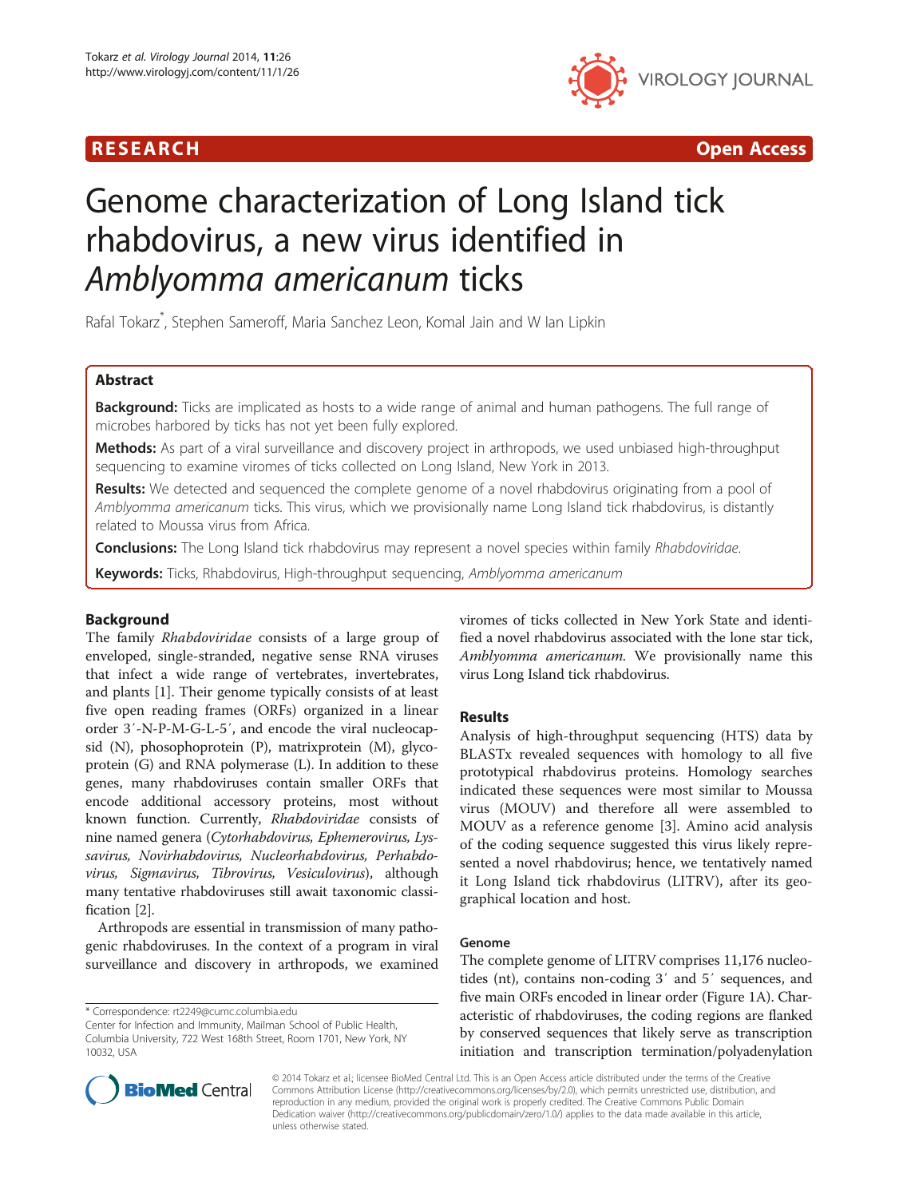RESEARCH Open Access

# Genome characterization of Long Island tick rhabdovirus, a new virus identified in *Amblyomma americanum* ticks

Rafal Tokarz*, Stephen Sameroff, Maria Sanchez Leon, Komal Jain and W Ian Lipkin

## Abstract

**Background:** Ticks are implicated as hosts to a wide range of animal and human pathogens. The full range of microbes harbored by ticks has not yet been fully explored.

**Methods:** As part of a viral surveillance and discovery project in arthropods, we used unbiased high-throughput sequencing to examine viromes of ticks collected on Long Island, New York in 2013.

**Results:** We detected and sequenced the complete genome of a novel rhabdovirus originating from a pool of *Amblyomma americanum* ticks. This virus, which we provisionally name Long Island tick rhabdovirus, is distantly related to Moussa virus from Africa.

**Conclusions:** The Long Island tick rhabdovirus may represent a novel species within family *Rhabdoviridae*.

**Keywords:** Ticks, Rhabdovirus, High-throughput sequencing, *Amblyomma americanum*

## Background

The family *Rhabdoviridae* consists of a large group of enveloped, single-stranded, negative sense RNA viruses that infect a wide range of vertebrates, invertebrates, and plants [1]. Their genome typically consists of at least five open reading frames (ORFs) organized in a linear order 3′-N-P-M-G-L-5′, and encode the viral nucleocapsid (N), phosophoprotein (P), matrixprotein (M), glycoprotein (G) and RNA polymerase (L). In addition to these genes, many rhabdoviruses contain smaller ORFs that encode additional accessory proteins, most without known function. Currently, *Rhabdoviridae* consists of nine named genera (*Cytorhabdovirus, Ephemerovirus, Lyssavirus, Novirhabdovirus, Nucleorhabdovirus, Perhabdovirus, Sigmavirus, Tibrovirus, Vesiculovirus*), although many tentative rhabdoviruses still await taxonomic classification [2].

Arthropods are essential in transmission of many pathogenic rhabdoviruses. In the context of a program in viral surveillance and discovery in arthropods, we examined viromes of ticks collected in New York State and identified a novel rhabdovirus associated with the lone star tick, *Amblyomma americanum*. We provisionally name this virus Long Island tick rhabdovirus.

## Results

Analysis of high-throughput sequencing (HTS) data by BLASTx revealed sequences with homology to all five prototypical rhabdovirus proteins. Homology searches indicated these sequences were most similar to Moussa virus (MOUV) and therefore all were assembled to MOUV as a reference genome [3]. Amino acid analysis of the coding sequence suggested this virus likely represented a novel rhabdovirus; hence, we tentatively named it Long Island tick rhabdovirus (LITRV), after its geographical location and host.

### Genome

The complete genome of LITRV comprises 11,176 nucleotides (nt), contains non-coding 3′ and 5′ sequences, and five main ORFs encoded in linear order (Figure 1A). Characteristic of rhabdoviruses, the coding regions are flanked by conserved sequences that likely serve as transcription initiation and transcription termination/polyadenylation

* Correspondence: rt2249@cumc.columbia.edu
Center for Infection and Immunity, Mailman School of Public Health, Columbia University, 722 West 168th Street, Room 1701, New York, NY 10032, USA

© 2014 Tokarz et al.; licensee BioMed Central Ltd. This is an Open Access article distributed under the terms of the Creative Commons Attribution License (http://creativecommons.org/licenses/by/2.0), which permits unrestricted use, distribution, and reproduction in any medium, provided the original work is properly credited. The Creative Commons Public Domain Dedication waiver (http://creativecommons.org/publicdomain/zero/1.0/) applies to the data made available in this article, unless otherwise stated.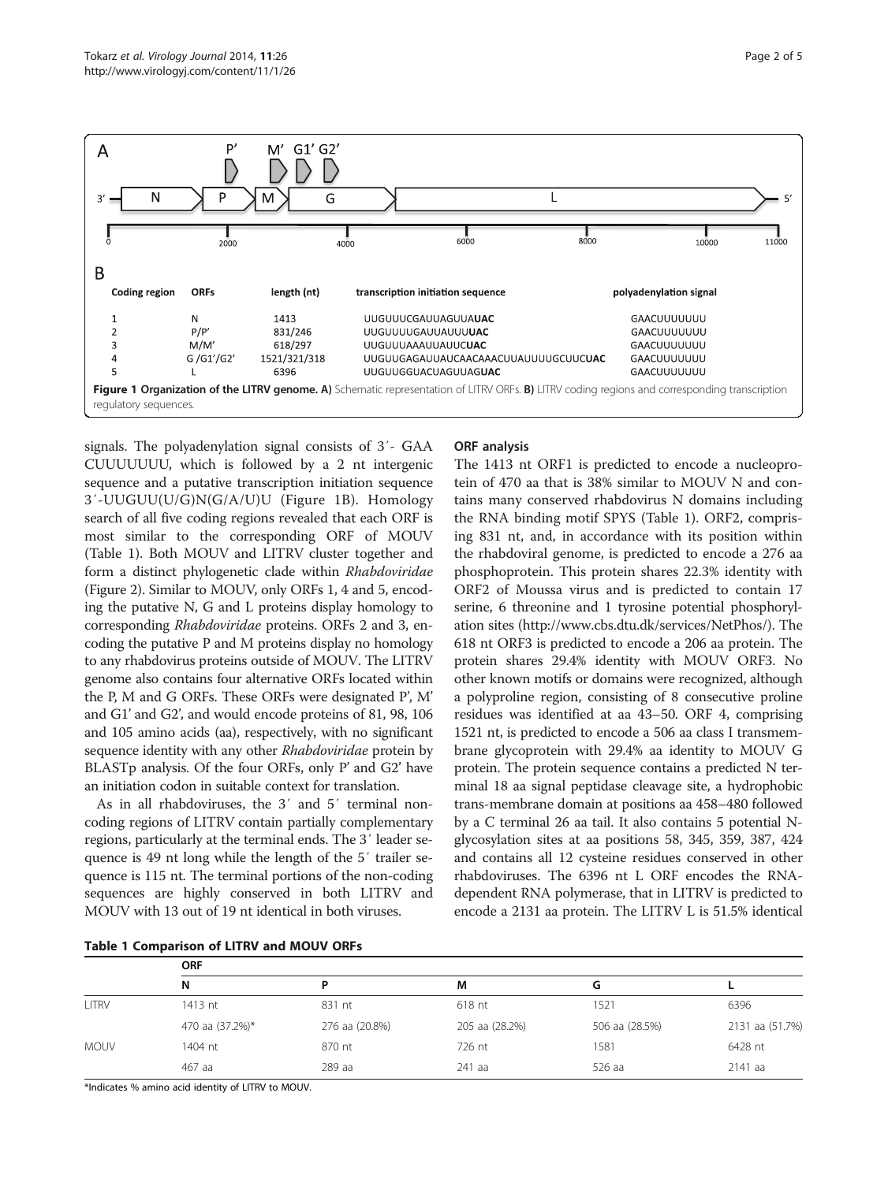**B**

| Coding region | ORFs | length (nt) | transcription initiation sequence | polyadenylation signal |
|---|---|---|---|---|
| 1 | N | 1413 | UUGUUUCGAUUAGUUA**UAC** | GAACUUUUUUU |
| 2 | P/P' | 831/246 | UUGUUUUGAUUAUUU**UAC** | GAACUUUUUUU |
| 3 | M/M' | 618/297 | UUGUUUAAAUUAUUC**UAC** | GAACUUUUUUU |
| 4 | G /G1'/G2' | 1521/321/318 | UUGUUGAGAUUAUCAACAAACUUAUUUUGCUUC**UAC** | GAACUUUUUUU |
| 5 | L | 6396 | UUGUUGGUACUAGUUAG**UAC** | GAACUUUUUUU |

**Figure 1 Organization of the LITRV genome. A)** Schematic representation of LITRV ORFs. **B)** LITRV coding regions and corresponding transcription regulatory sequences.

signals. The polyadenylation signal consists of 3′- GAA CUUUUUUU, which is followed by a 2 nt intergenic sequence and a putative transcription initiation sequence 3′-UUGUU(U/G)N(G/A/U)U (Figure 1B). Homology search of all five coding regions revealed that each ORF is most similar to the corresponding ORF of MOUV (Table 1). Both MOUV and LITRV cluster together and form a distinct phylogenetic clade within *Rhabdoviridae* (Figure 2). Similar to MOUV, only ORFs 1, 4 and 5, encoding the putative N, G and L proteins display homology to corresponding *Rhabdoviridae* proteins. ORFs 2 and 3, encoding the putative P and M proteins display no homology to any rhabdovirus proteins outside of MOUV. The LITRV genome also contains four alternative ORFs located within the P, M and G ORFs. These ORFs were designated P', M' and G1' and G2', and would encode proteins of 81, 98, 106 and 105 amino acids (aa), respectively, with no significant sequence identity with any other *Rhabdoviridae* protein by BLASTp analysis. Of the four ORFs, only P' and G2' have an initiation codon in suitable context for translation.

As in all rhabdoviruses, the 3′ and 5′ terminal noncoding regions of LITRV contain partially complementary regions, particularly at the terminal ends. The 3′ leader sequence is 49 nt long while the length of the 5′ trailer sequence is 115 nt. The terminal portions of the non-coding sequences are highly conserved in both LITRV and MOUV with 13 out of 19 nt identical in both viruses.

### ORF analysis

The 1413 nt ORF1 is predicted to encode a nucleoprotein of 470 aa that is 38% similar to MOUV N and contains many conserved rhabdovirus N domains including the RNA binding motif SPYS (Table 1). ORF2, comprising 831 nt, and, in accordance with its position within the rhabdoviral genome, is predicted to encode a 276 aa phosphoprotein. This protein shares 22.3% identity with ORF2 of Moussa virus and is predicted to contain 17 serine, 6 threonine and 1 tyrosine potential phosphorylation sites (http://www.cbs.dtu.dk/services/NetPhos/). The 618 nt ORF3 is predicted to encode a 206 aa protein. The protein shares 29.4% identity with MOUV ORF3. No other known motifs or domains were recognized, although a polyproline region, consisting of 8 consecutive proline residues was identified at aa 43–50. ORF 4, comprising 1521 nt, is predicted to encode a 506 aa class I transmembrane glycoprotein with 29.4% aa identity to MOUV G protein. The protein sequence contains a predicted N terminal 18 aa signal peptidase cleavage site, a hydrophobic trans-membrane domain at positions aa 458–480 followed by a C terminal 26 aa tail. It also contains 5 potential N-glycosylation sites at aa positions 58, 345, 359, 387, 424 and contains all 12 cysteine residues conserved in other rhabdoviruses. The 6396 nt L ORF encodes the RNA-dependent RNA polymerase, that in LITRV is predicted to encode a 2131 aa protein. The LITRV L is 51.5% identical

**Table 1 Comparison of LITRV and MOUV ORFs**

| | ORF | | | | |
|---|---|---|---|---|---|
| | N | P | M | G | L |
| LITRV | 1413 nt | 831 nt | 618 nt | 1521 | 6396 |
| | 470 aa (37.2%)* | 276 aa (20.8%) | 205 aa (28.2%) | 506 aa (28.5%) | 2131 aa (51.7%) |
| MOUV | 1404 nt | 870 nt | 726 nt | 1581 | 6428 nt |
| | 467 aa | 289 aa | 241 aa | 526 aa | 2141 aa |

*Indicates % amino acid identity of LITRV to MOUV.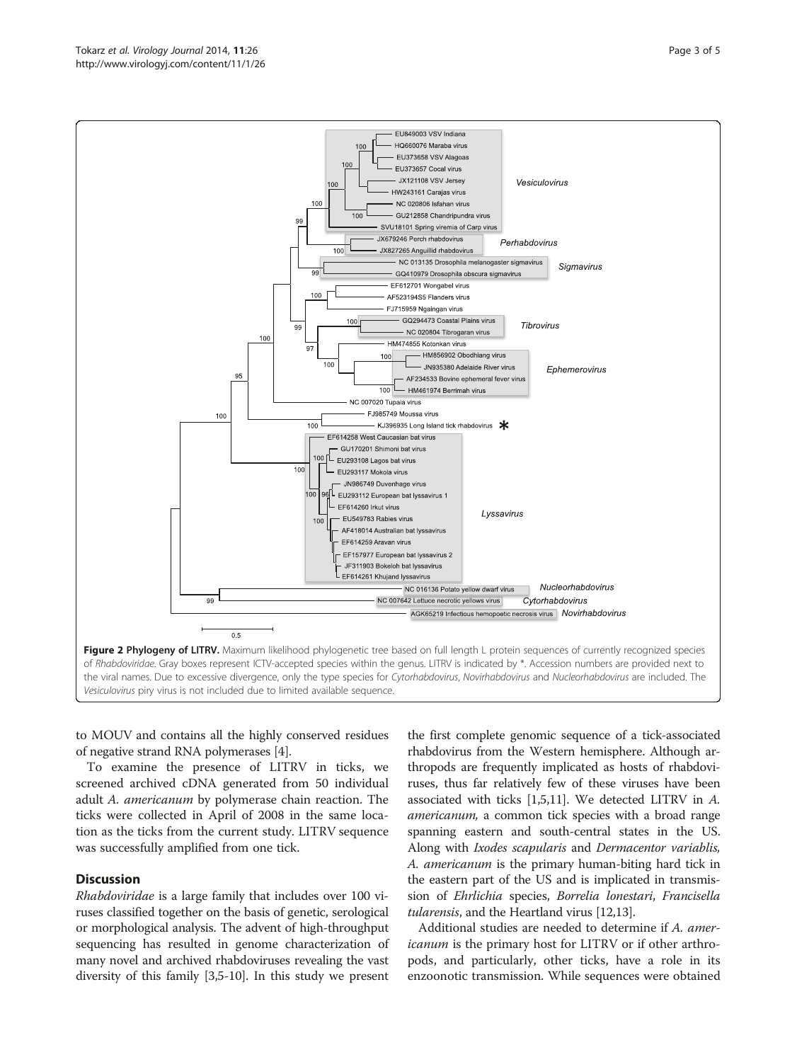**Figure 2 Phylogeny of LITRV.** Maximum likelihood phylogenetic tree based on full length L protein sequences of currently recognized species of *Rhabdoviridae*. Gray boxes represent ICTV-accepted species within the genus. LITRV is indicated by *. Accession numbers are provided next to the viral names. Due to excessive divergence, only the type species for *Cytorhabdovirus*, *Novirhabdovirus* and *Nucleorhabdovirus* are included. The *Vesiculovirus* piry virus is not included due to limited available sequence.

to MOUV and contains all the highly conserved residues of negative strand RNA polymerases [4].

To examine the presence of LITRV in ticks, we screened archived cDNA generated from 50 individual adult *A. americanum* by polymerase chain reaction. The ticks were collected in April of 2008 in the same location as the ticks from the current study. LITRV sequence was successfully amplified from one tick.

## Discussion

*Rhabdoviridae* is a large family that includes over 100 viruses classified together on the basis of genetic, serological or morphological analysis. The advent of high-throughput sequencing has resulted in genome characterization of many novel and archived rhabdoviruses revealing the vast diversity of this family [3,5-10]. In this study we present the first complete genomic sequence of a tick-associated rhabdovirus from the Western hemisphere. Although arthropods are frequently implicated as hosts of rhabdoviruses, thus far relatively few of these viruses have been associated with ticks [1,5,11]. We detected LITRV in *A. americanum,* a common tick species with a broad range spanning eastern and south-central states in the US. Along with *Ixodes scapularis* and *Dermacentor variablis*, *A. americanum* is the primary human-biting hard tick in the eastern part of the US and is implicated in transmission of *Ehrlichia* species, *Borrelia lonestari*, *Francisella tularensis*, and the Heartland virus [12,13].

Additional studies are needed to determine if *A. americanum* is the primary host for LITRV or if other arthropods, and particularly, other ticks, have a role in its enzoonotic transmission. While sequences were obtained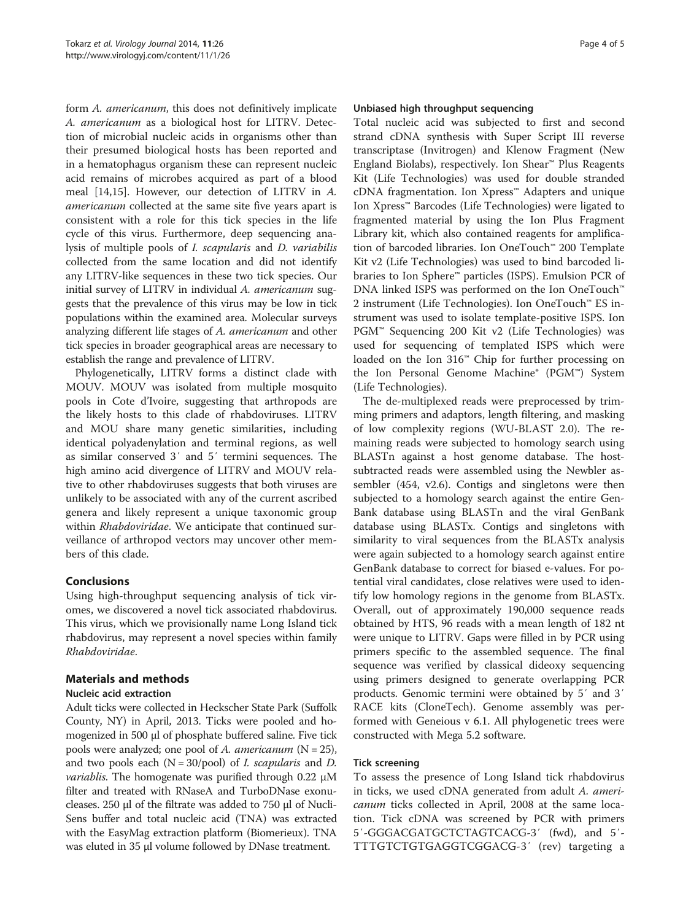form *A. americanum*, this does not definitively implicate *A. americanum* as a biological host for LITRV. Detection of microbial nucleic acids in organisms other than their presumed biological hosts has been reported and in a hematophagus organism these can represent nucleic acid remains of microbes acquired as part of a blood meal [14,15]. However, our detection of LITRV in *A. americanum* collected at the same site five years apart is consistent with a role for this tick species in the life cycle of this virus. Furthermore, deep sequencing analysis of multiple pools of *I. scapularis* and *D. variabilis* collected from the same location and did not identify any LITRV-like sequences in these two tick species. Our initial survey of LITRV in individual *A. americanum* suggests that the prevalence of this virus may be low in tick populations within the examined area. Molecular surveys analyzing different life stages of *A. americanum* and other tick species in broader geographical areas are necessary to establish the range and prevalence of LITRV.

Phylogenetically, LITRV forms a distinct clade with MOUV. MOUV was isolated from multiple mosquito pools in Cote d'Ivoire, suggesting that arthropods are the likely hosts to this clade of rhabdoviruses. LITRV and MOU share many genetic similarities, including identical polyadenylation and terminal regions, as well as similar conserved 3′ and 5′ termini sequences. The high amino acid divergence of LITRV and MOUV relative to other rhabdoviruses suggests that both viruses are unlikely to be associated with any of the current ascribed genera and likely represent a unique taxonomic group within *Rhabdoviridae*. We anticipate that continued surveillance of arthropod vectors may uncover other members of this clade.

## Conclusions

Using high-throughput sequencing analysis of tick viromes, we discovered a novel tick associated rhabdovirus. This virus, which we provisionally name Long Island tick rhabdovirus, may represent a novel species within family *Rhabdoviridae*.

## Materials and methods

### Nucleic acid extraction

Adult ticks were collected in Heckscher State Park (Suffolk County, NY) in April, 2013. Ticks were pooled and homogenized in 500 μl of phosphate buffered saline. Five tick pools were analyzed; one pool of *A. americanum* (N = 25), and two pools each (N = 30/pool) of *I. scapularis* and *D. variablis*. The homogenate was purified through 0.22 μM filter and treated with RNaseA and TurboDNase exonucleases. 250 μl of the filtrate was added to 750 μl of NucliSens buffer and total nucleic acid (TNA) was extracted with the EasyMag extraction platform (Biomerieux). TNA was eluted in 35 μl volume followed by DNase treatment.

### Unbiased high throughput sequencing

Total nucleic acid was subjected to first and second strand cDNA synthesis with Super Script III reverse transcriptase (Invitrogen) and Klenow Fragment (New England Biolabs), respectively. Ion Shear™ Plus Reagents Kit (Life Technologies) was used for double stranded cDNA fragmentation. Ion Xpress™ Adapters and unique Ion Xpress™ Barcodes (Life Technologies) were ligated to fragmented material by using the Ion Plus Fragment Library kit, which also contained reagents for amplification of barcoded libraries. Ion OneTouch™ 200 Template Kit v2 (Life Technologies) was used to bind barcoded libraries to Ion Sphere™ particles (ISPS). Emulsion PCR of DNA linked ISPS was performed on the Ion OneTouch™ 2 instrument (Life Technologies). Ion OneTouch™ ES instrument was used to isolate template-positive ISPS. Ion PGM™ Sequencing 200 Kit v2 (Life Technologies) was used for sequencing of templated ISPS which were loaded on the Ion 316™ Chip for further processing on the Ion Personal Genome Machine® (PGM™) System (Life Technologies).

The de-multiplexed reads were preprocessed by trimming primers and adaptors, length filtering, and masking of low complexity regions (WU-BLAST 2.0). The remaining reads were subjected to homology search using BLASTn against a host genome database. The host-subtracted reads were assembled using the Newbler assembler (454, v2.6). Contigs and singletons were then subjected to a homology search against the entire GenBank database using BLASTn and the viral GenBank database using BLASTx. Contigs and singletons with similarity to viral sequences from the BLASTx analysis were again subjected to a homology search against entire GenBank database to correct for biased e-values. For potential viral candidates, close relatives were used to identify low homology regions in the genome from BLASTx. Overall, out of approximately 190,000 sequence reads obtained by HTS, 96 reads with a mean length of 182 nt were unique to LITRV. Gaps were filled in by PCR using primers specific to the assembled sequence. The final sequence was verified by classical dideoxy sequencing using primers designed to generate overlapping PCR products. Genomic termini were obtained by 5′ and 3′ RACE kits (CloneTech). Genome assembly was performed with Geneious v 6.1. All phylogenetic trees were constructed with Mega 5.2 software.

### Tick screening

To assess the presence of Long Island tick rhabdovirus in ticks, we used cDNA generated from adult *A. americanum* ticks collected in April, 2008 at the same location. Tick cDNA was screened by PCR with primers 5′-GGGACGATGCTCTAGTCACG-3′ (fwd), and 5′-TTTGTCTGTGAGGTCGGACG-3′ (rev) targeting a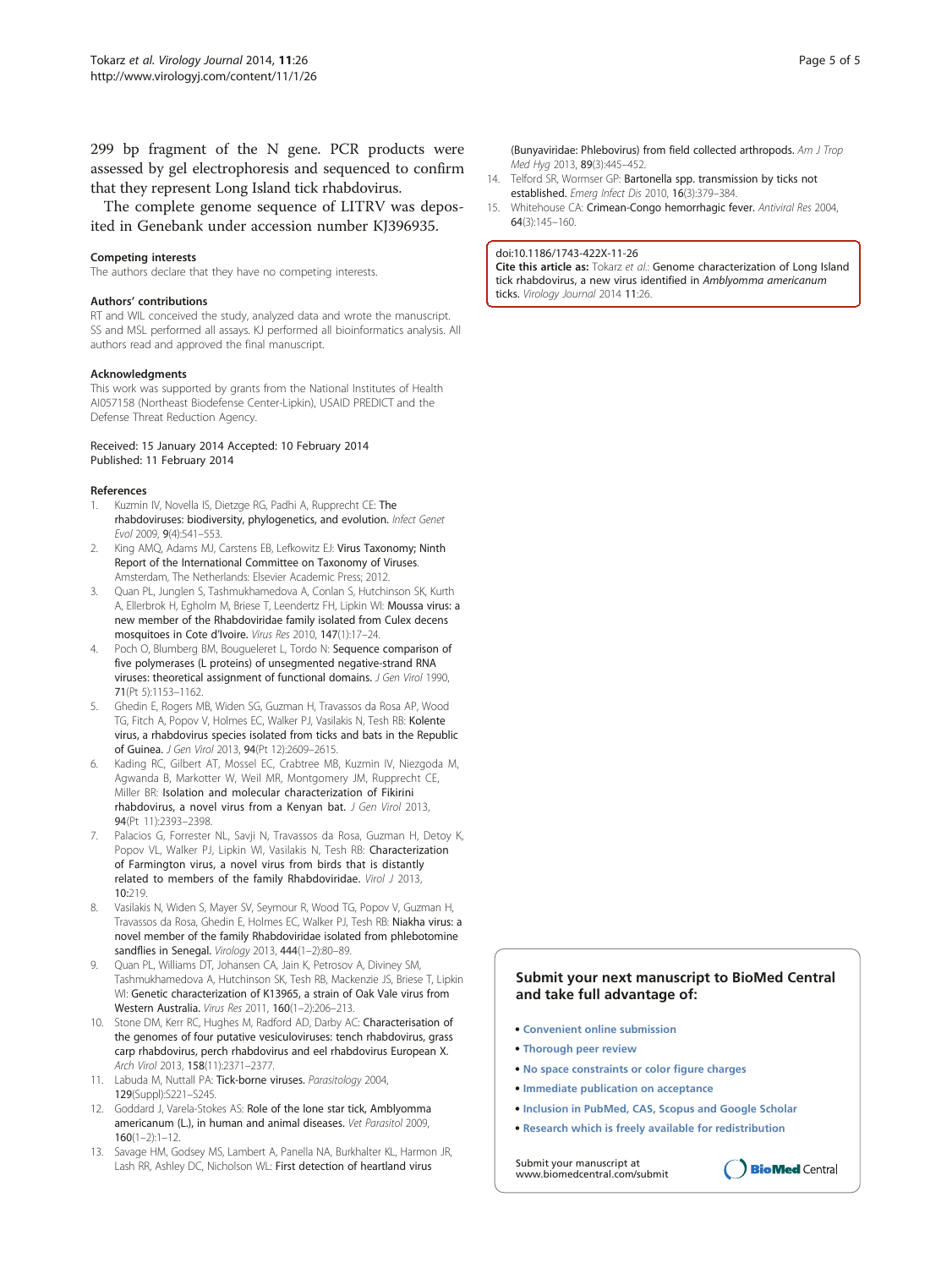299 bp fragment of the N gene. PCR products were assessed by gel electrophoresis and sequenced to confirm that they represent Long Island tick rhabdovirus.

The complete genome sequence of LITRV was deposited in Genebank under accession number KJ396935.

#### Competing interests

The authors declare that they have no competing interests.

#### Authors' contributions

RT and WIL conceived the study, analyzed data and wrote the manuscript. SS and MSL performed all assays. KJ performed all bioinformatics analysis. All authors read and approved the final manuscript.

#### Acknowledgments

This work was supported by grants from the National Institutes of Health AI057158 (Northeast Biodefense Center-Lipkin), USAID PREDICT and the Defense Threat Reduction Agency.

Received: 15 January 2014 Accepted: 10 February 2014
Published: 11 February 2014

#### References

1. Kuzmin IV, Novella IS, Dietzge RG, Padhi A, Rupprecht CE: **The rhabdoviruses: biodiversity, phylogenetics, and evolution.** *Infect Genet Evol* 2009, **9**(4):541–553.
2. King AMQ, Adams MJ, Carstens EB, Lefkowitz EJ: **Virus Taxonomy; Ninth Report of the International Committee on Taxonomy of Viruses**. Amsterdam, The Netherlands: Elsevier Academic Press; 2012.
3. Quan PL, Junglen S, Tashmukhamedova A, Conlan S, Hutchinson SK, Kurth A, Ellerbrok H, Egholm M, Briese T, Leendertz FH, Lipkin WI: **Moussa virus: a new member of the Rhabdoviridae family isolated from Culex decens mosquitoes in Cote d'Ivoire.** *Virus Res* 2010, **147**(1):17–24.
4. Poch O, Blumberg BM, Bougueleret L, Tordo N: **Sequence comparison of five polymerases (L proteins) of unsegmented negative-strand RNA viruses: theoretical assignment of functional domains.** *J Gen Virol* 1990, **71**(Pt 5):1153–1162.
5. Ghedin E, Rogers MB, Widen SG, Guzman H, Travassos da Rosa AP, Wood TG, Fitch A, Popov V, Holmes EC, Walker PJ, Vasilakis N, Tesh RB: **Kolente virus, a rhabdovirus species isolated from ticks and bats in the Republic of Guinea.** *J Gen Virol* 2013, **94**(Pt 12):2609–2615.
6. Kading RC, Gilbert AT, Mossel EC, Crabtree MB, Kuzmin IV, Niezgoda M, Agwanda B, Markotter W, Weil MR, Montgomery JM, Rupprecht CE, Miller BR: **Isolation and molecular characterization of Fikirini rhabdovirus, a novel virus from a Kenyan bat.** *J Gen Virol* 2013, **94**(Pt 11):2393–2398.
7. Palacios G, Forrester NL, Savji N, Travassos da Rosa, Guzman H, Detoy K, Popov VL, Walker PJ, Lipkin WI, Vasilakis N, Tesh RB: **Characterization of Farmington virus, a novel virus from birds that is distantly related to members of the family Rhabdoviridae.** *Virol J* 2013, **10**:219.
8. Vasilakis N, Widen S, Mayer SV, Seymour R, Wood TG, Popov V, Guzman H, Travassos da Rosa, Ghedin E, Holmes EC, Walker PJ, Tesh RB: **Niakha virus: a novel member of the family Rhabdoviridae isolated from phlebotomine sandflies in Senegal.** *Virology* 2013, **444**(1–2):80–89.
9. Quan PL, Williams DT, Johansen CA, Jain K, Petrosov A, Diviney SM, Tashmukhamedova A, Hutchinson SK, Tesh RB, Mackenzie JS, Briese T, Lipkin WI: **Genetic characterization of K13965, a strain of Oak Vale virus from Western Australia.** *Virus Res* 2011, **160**(1–2):206–213.
10. Stone DM, Kerr RC, Hughes M, Radford AD, Darby AC: **Characterisation of the genomes of four putative vesiculoviruses: tench rhabdovirus, grass carp rhabdovirus, perch rhabdovirus and eel rhabdovirus European X.** *Arch Virol* 2013, **158**(11):2371–2377.
11. Labuda M, Nuttall PA: **Tick-borne viruses.** *Parasitology* 2004, **129**(Suppl):S221–S245.
12. Goddard J, Varela-Stokes AS: **Role of the lone star tick, Amblyomma americanum (L.), in human and animal diseases.** *Vet Parasitol* 2009, **160**(1–2):1–12.
13. Savage HM, Godsey MS, Lambert A, Panella NA, Burkhalter KL, Harmon JR, Lash RR, Ashley DC, Nicholson WL: **First detection of heartland virus (Bunyaviridae: Phlebovirus) from field collected arthropods.** *Am J Trop Med Hyg* 2013, **89**(3):445–452.
14. Telford SR, Wormser GP: **Bartonella spp. transmission by ticks not established.** *Emerg Infect Dis* 2010, **16**(3):379–384.
15. Whitehouse CA: **Crimean-Congo hemorrhagic fever.** *Antiviral Res* 2004, **64**(3):145–160.

doi:10.1186/1743-422X-11-26
**Cite this article as:** Tokarz *et al.*: Genome characterization of Long Island tick rhabdovirus, a new virus identified in *Amblyomma americanum* ticks. *Virology Journal* 2014 11:26.

**Submit your next manuscript to BioMed Central and take full advantage of:**

- **Convenient online submission**
- **Thorough peer review**
- **No space constraints or color figure charges**
- **Immediate publication on acceptance**
- **Inclusion in PubMed, CAS, Scopus and Google Scholar**
- **Research which is freely available for redistribution**

Submit your manuscript at
www.biomedcentral.com/submit

BioMed Central